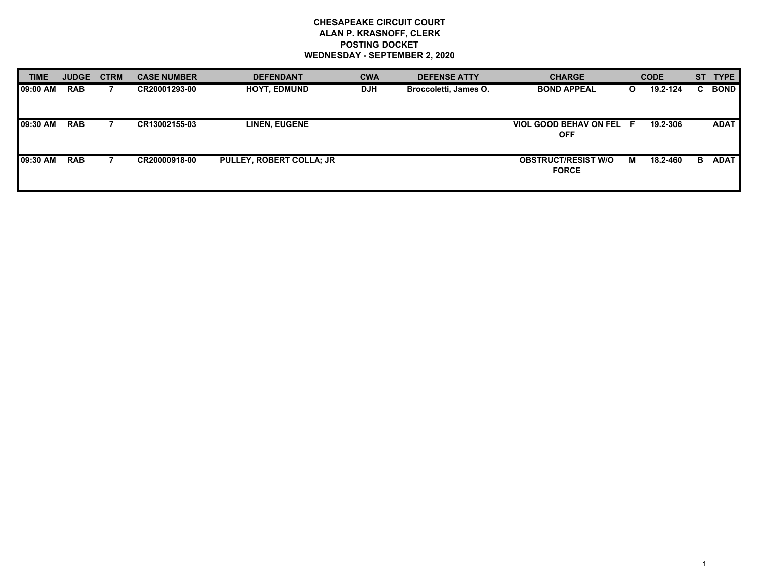**CHESAPEAKE CIRCUIT COURT**
**ALAN P. KRASNOFF, CLERK**
**POSTING DOCKET**
**WEDNESDAY - SEPTEMBER 2, 2020**

| TIME | JUDGE | CTRM | CASE NUMBER | DEFENDANT | CWA | DEFENSE ATTY | CHARGE | | CODE | ST | TYPE |
|---|---|---|---|---|---|---|---|---|---|---|---|
| 09:00 AM | RAB | 7 | CR20001293-00 | HOYT, EDMUND | DJH | Broccoletti, James O. | BOND APPEAL | O | 19.2-124 | C | BOND |
| 09:30 AM | RAB | 7 | CR13002155-03 | LINEN, EUGENE | | | VIOL GOOD BEHAV ON FEL OFF | F | 19.2-306 | | ADAT |
| 09:30 AM | RAB | 7 | CR20000918-00 | PULLEY, ROBERT COLLA; JR | | | OBSTRUCT/RESIST W/O FORCE | M | 18.2-460 | B | ADAT |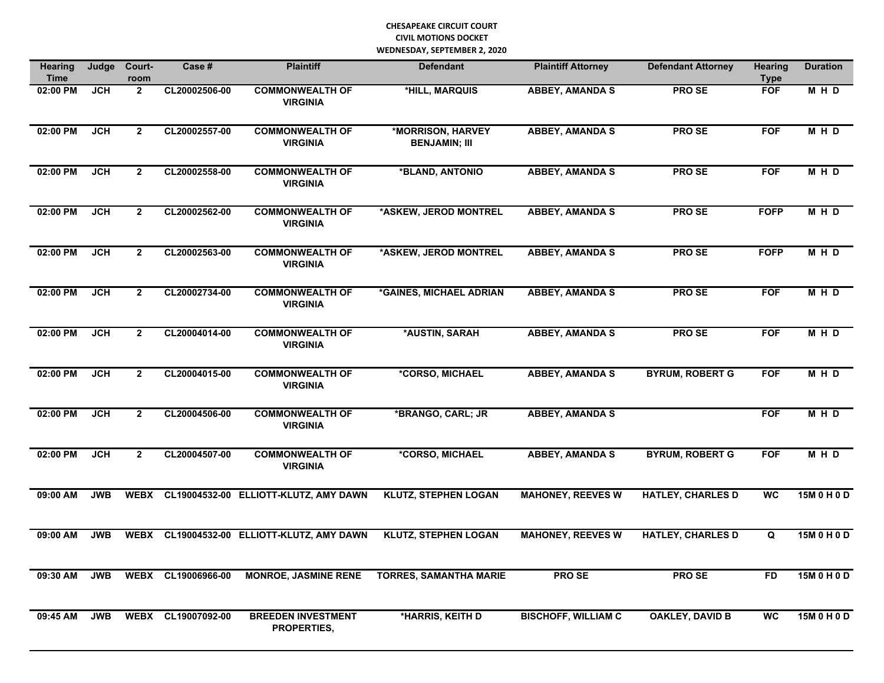**CHESAPEAKE CIRCUIT COURT**
**CIVIL MOTIONS DOCKET**
**WEDNESDAY, SEPTEMBER 2, 2020**

| Hearing Time | Judge | Court-room | Case # | Plaintiff | Defendant | Plaintiff Attorney | Defendant Attorney | Hearing Type | Duration |
|---|---|---|---|---|---|---|---|---|---|
| 02:00 PM | JCH | 2 | CL20002506-00 | COMMONWEALTH OF VIRGINIA | *HILL, MARQUIS | ABBEY, AMANDA S | PRO SE | FOF | M H D |
| 02:00 PM | JCH | 2 | CL20002557-00 | COMMONWEALTH OF VIRGINIA | *MORRISON, HARVEY BENJAMIN; III | ABBEY, AMANDA S | PRO SE | FOF | M H D |
| 02:00 PM | JCH | 2 | CL20002558-00 | COMMONWEALTH OF VIRGINIA | *BLAND, ANTONIO | ABBEY, AMANDA S | PRO SE | FOF | M H D |
| 02:00 PM | JCH | 2 | CL20002562-00 | COMMONWEALTH OF VIRGINIA | *ASKEW, JEROD MONTREL | ABBEY, AMANDA S | PRO SE | FOFP | M H D |
| 02:00 PM | JCH | 2 | CL20002563-00 | COMMONWEALTH OF VIRGINIA | *ASKEW, JEROD MONTREL | ABBEY, AMANDA S | PRO SE | FOFP | M H D |
| 02:00 PM | JCH | 2 | CL20002734-00 | COMMONWEALTH OF VIRGINIA | *GAINES, MICHAEL ADRIAN | ABBEY, AMANDA S | PRO SE | FOF | M H D |
| 02:00 PM | JCH | 2 | CL20004014-00 | COMMONWEALTH OF VIRGINIA | *AUSTIN, SARAH | ABBEY, AMANDA S | PRO SE | FOF | M H D |
| 02:00 PM | JCH | 2 | CL20004015-00 | COMMONWEALTH OF VIRGINIA | *CORSO, MICHAEL | ABBEY, AMANDA S | BYRUM, ROBERT G | FOF | M H D |
| 02:00 PM | JCH | 2 | CL20004506-00 | COMMONWEALTH OF VIRGINIA | *BRANGO, CARL; JR | ABBEY, AMANDA S | | FOF | M H D |
| 02:00 PM | JCH | 2 | CL20004507-00 | COMMONWEALTH OF VIRGINIA | *CORSO, MICHAEL | ABBEY, AMANDA S | BYRUM, ROBERT G | FOF | M H D |
| 09:00 AM | JWB | WEBX | CL19004532-00 | ELLIOTT-KLUTZ, AMY DAWN | KLUTZ, STEPHEN LOGAN | MAHONEY, REEVES W | HATLEY, CHARLES D | WC | 15M 0 H 0 D |
| 09:00 AM | JWB | WEBX | CL19004532-00 | ELLIOTT-KLUTZ, AMY DAWN | KLUTZ, STEPHEN LOGAN | MAHONEY, REEVES W | HATLEY, CHARLES D | Q | 15M 0 H 0 D |
| 09:30 AM | JWB | WEBX | CL19006966-00 | MONROE, JASMINE RENE | TORRES, SAMANTHA MARIE | PRO SE | PRO SE | FD | 15M 0 H 0 D |
| 09:45 AM | JWB | WEBX | CL19007092-00 | BREEDEN INVESTMENT PROPERTIES, | *HARRIS, KEITH D | BISCHOFF, WILLIAM C | OAKLEY, DAVID B | WC | 15M 0 H 0 D |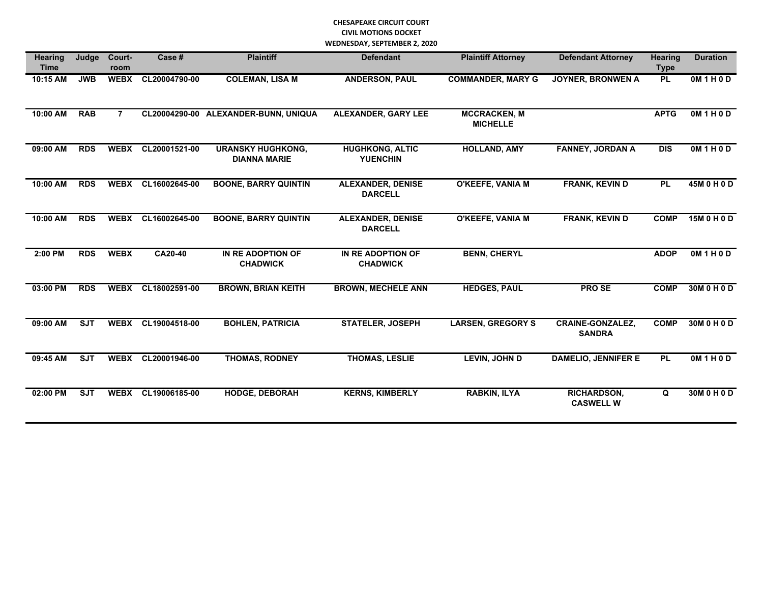**CHESAPEAKE CIRCUIT COURT**
**CIVIL MOTIONS DOCKET**
**WEDNESDAY, SEPTEMBER 2, 2020**

| Hearing Time | Judge | Court-room | Case # | Plaintiff | Defendant | Plaintiff Attorney | Defendant Attorney | Hearing Type | Duration |
|---|---|---|---|---|---|---|---|---|---|
| 10:15 AM | JWB | WEBX | CL20004790-00 | COLEMAN, LISA M | ANDERSON, PAUL | COMMANDER, MARY G | JOYNER, BRONWEN A | PL | 0M 1 H 0 D |
| 10:00 AM | RAB | 7 | CL20004290-00 | ALEXANDER-BUNN, UNIQUA | ALEXANDER, GARY LEE | MCCRACKEN, M MICHELLE | | APTG | 0M 1 H 0 D |
| 09:00 AM | RDS | WEBX | CL20001521-00 | URANSKY HUGHKONG, DIANNA MARIE | HUGHKONG, ALTIC YUENCHIN | HOLLAND, AMY | FANNEY, JORDAN A | DIS | 0M 1 H 0 D |
| 10:00 AM | RDS | WEBX | CL16002645-00 | BOONE, BARRY QUINTIN | ALEXANDER, DENISE DARCELL | O'KEEFE, VANIA M | FRANK, KEVIN D | PL | 45M 0 H 0 D |
| 10:00 AM | RDS | WEBX | CL16002645-00 | BOONE, BARRY QUINTIN | ALEXANDER, DENISE DARCELL | O'KEEFE, VANIA M | FRANK, KEVIN D | COMP | 15M 0 H 0 D |
| 2:00 PM | RDS | WEBX | CA20-40 | IN RE ADOPTION OF CHADWICK | IN RE ADOPTION OF CHADWICK | BENN, CHERYL | | ADOP | 0M 1 H 0 D |
| 03:00 PM | RDS | WEBX | CL18002591-00 | BROWN, BRIAN KEITH | BROWN, MECHELE ANN | HEDGES, PAUL | PRO SE | COMP | 30M 0 H 0 D |
| 09:00 AM | SJT | WEBX | CL19004518-00 | BOHLEN, PATRICIA | STATELER, JOSEPH | LARSEN, GREGORY S | CRAINE-GONZALEZ, SANDRA | COMP | 30M 0 H 0 D |
| 09:45 AM | SJT | WEBX | CL20001946-00 | THOMAS, RODNEY | THOMAS, LESLIE | LEVIN, JOHN D | DAMELIO, JENNIFER E | PL | 0M 1 H 0 D |
| 02:00 PM | SJT | WEBX | CL19006185-00 | HODGE, DEBORAH | KERNS, KIMBERLY | RABKIN, ILYA | RICHARDSON, CASWELL W | Q | 30M 0 H 0 D |